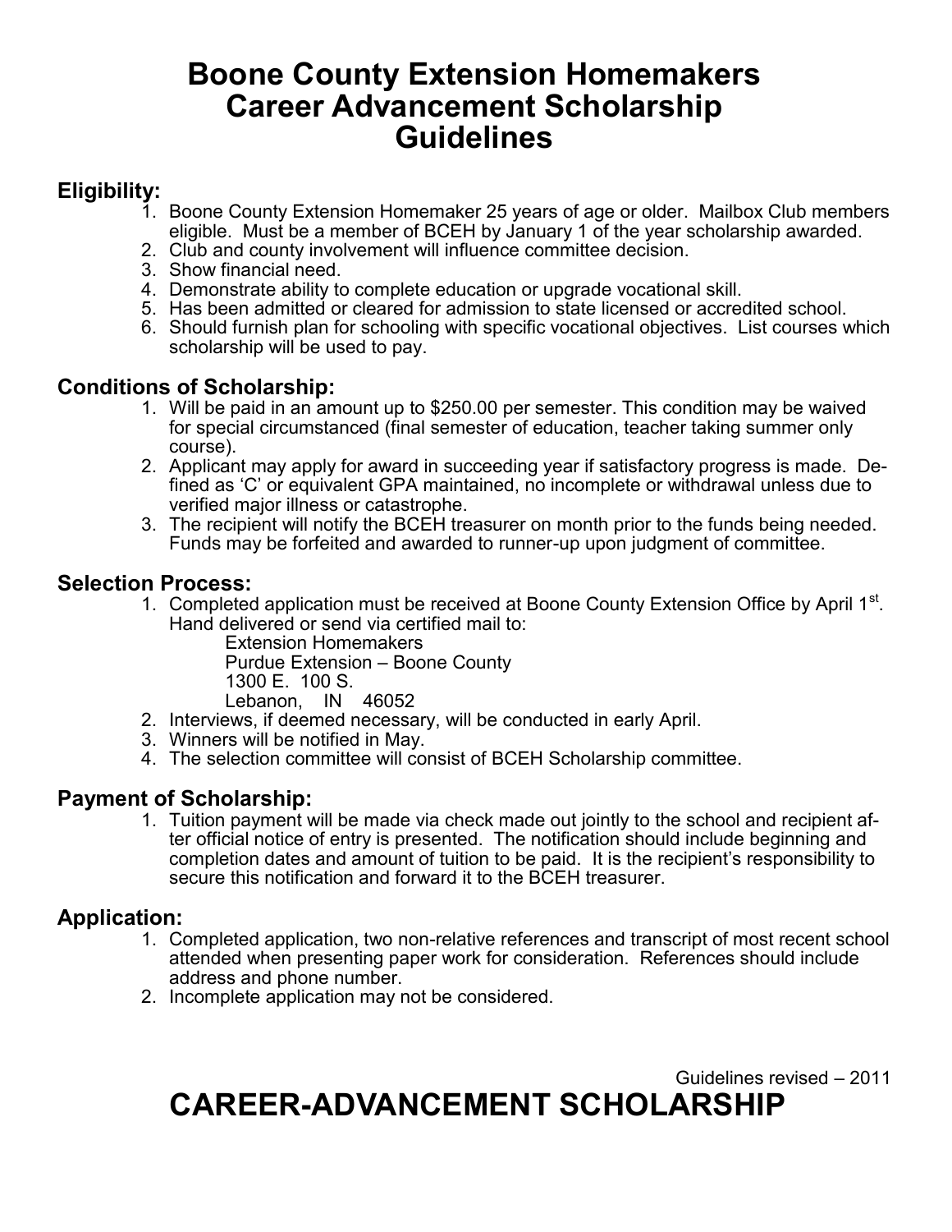# Boone County Extension Homemakers Career Advancement Scholarship Guidelines

## Eligibility:

1. Boone County Extension Homemaker 25 years of age or older. Mailbox Club members eligible. Must be a member of BCEH by January 1 of the year scholarship awarded.
2. Club and county involvement will influence committee decision.
3. Show financial need.
4. Demonstrate ability to complete education or upgrade vocational skill.
5. Has been admitted or cleared for admission to state licensed or accredited school.
6. Should furnish plan for schooling with specific vocational objectives. List courses which scholarship will be used to pay.

## Conditions of Scholarship:

1. Will be paid in an amount up to $250.00 per semester. This condition may be waived for special circumstanced (final semester of education, teacher taking summer only course).
2. Applicant may apply for award in succeeding year if satisfactory progress is made. Defined as 'C' or equivalent GPA maintained, no incomplete or withdrawal unless due to verified major illness or catastrophe.
3. The recipient will notify the BCEH treasurer on month prior to the funds being needed. Funds may be forfeited and awarded to runner-up upon judgment of committee.

## Selection Process:

1. Completed application must be received at Boone County Extension Office by April 1st. Hand delivered or send via certified mail to:

   Extension Homemakers
   Purdue Extension – Boone County
   1300 E. 100 S.
   Lebanon, IN 46052

2. Interviews, if deemed necessary, will be conducted in early April.
3. Winners will be notified in May.
4. The selection committee will consist of BCEH Scholarship committee.

## Payment of Scholarship:

1. Tuition payment will be made via check made out jointly to the school and recipient after official notice of entry is presented. The notification should include beginning and completion dates and amount of tuition to be paid. It is the recipient's responsibility to secure this notification and forward it to the BCEH treasurer.

## Application:

1. Completed application, two non-relative references and transcript of most recent school attended when presenting paper work for consideration. References should include address and phone number.
2. Incomplete application may not be considered.

Guidelines revised – 2011

# CAREER-ADVANCEMENT SCHOLARSHIP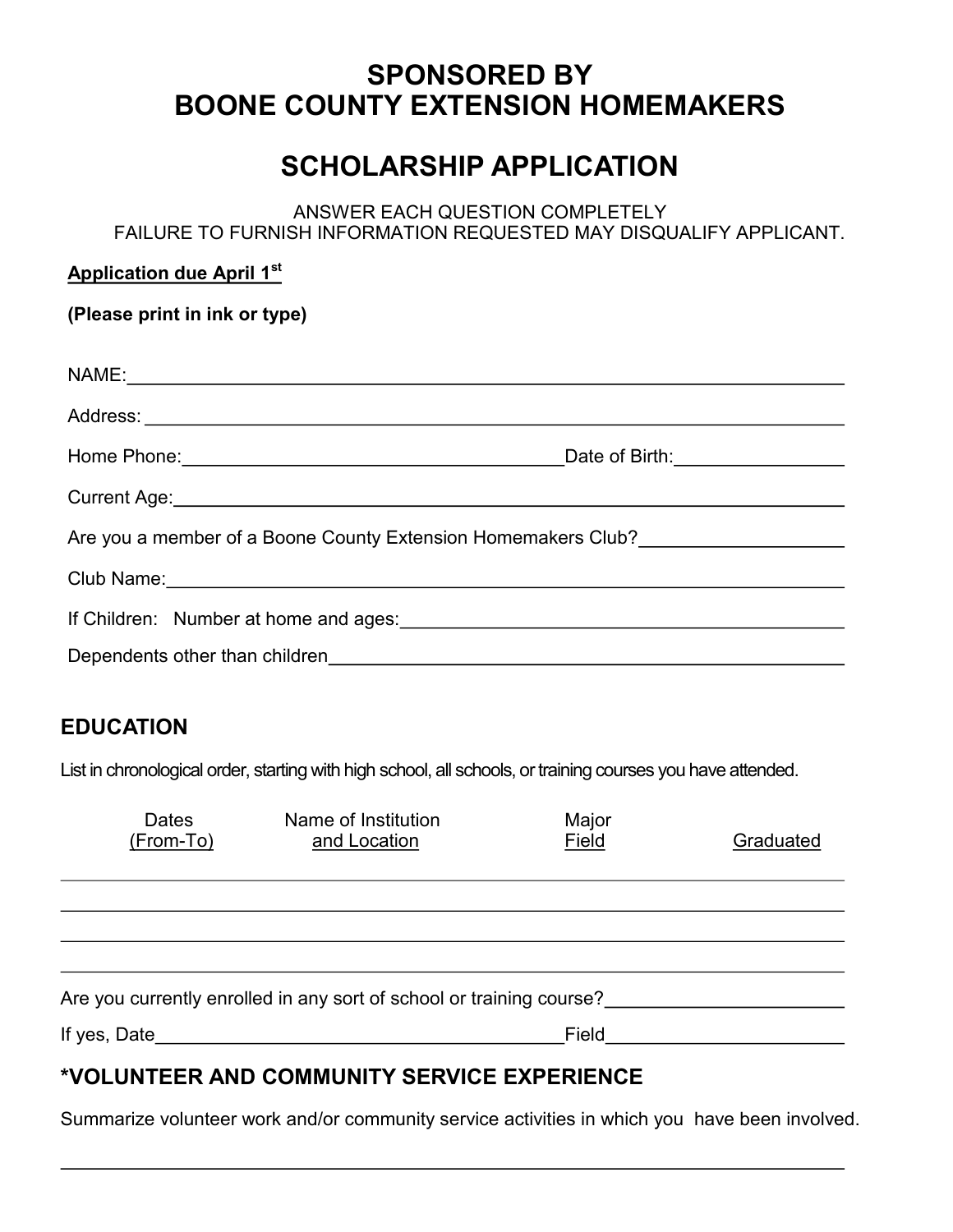# SPONSORED BY
# BOONE COUNTY EXTENSION HOMEMAKERS

# SCHOLARSHIP APPLICATION

ANSWER EACH QUESTION COMPLETELY
FAILURE TO FURNISH INFORMATION REQUESTED MAY DISQUALIFY APPLICANT.

**Application due April 1st**

**(Please print in ink or type)**

NAME:______________________________________________________________________

Address: ____________________________________________________________________

Home Phone:_____________________________________Date of Birth:_______________

Current Age:_________________________________________________________________

Are you a member of a Boone County Extension Homemakers Club?_________________

Club Name:__________________________________________________________________

If Children: Number at home and ages:_______________________________________

Dependents other than children______________________________________________

## EDUCATION

List in chronological order, starting with high school, all schools, or training courses you have attended.

| Dates (From-To) | Name of Institution and Location | Major Field | Graduated |
|---|---|---|---|
| | | | |
| | | | |
| | | | |
| | | | |

Are you currently enrolled in any sort of school or training course?______________________

If yes, Date_________________________________________Field______________________

## *VOLUNTEER AND COMMUNITY SERVICE EXPERIENCE

Summarize volunteer work and/or community service activities in which you have been involved.

____________________________________________________________________________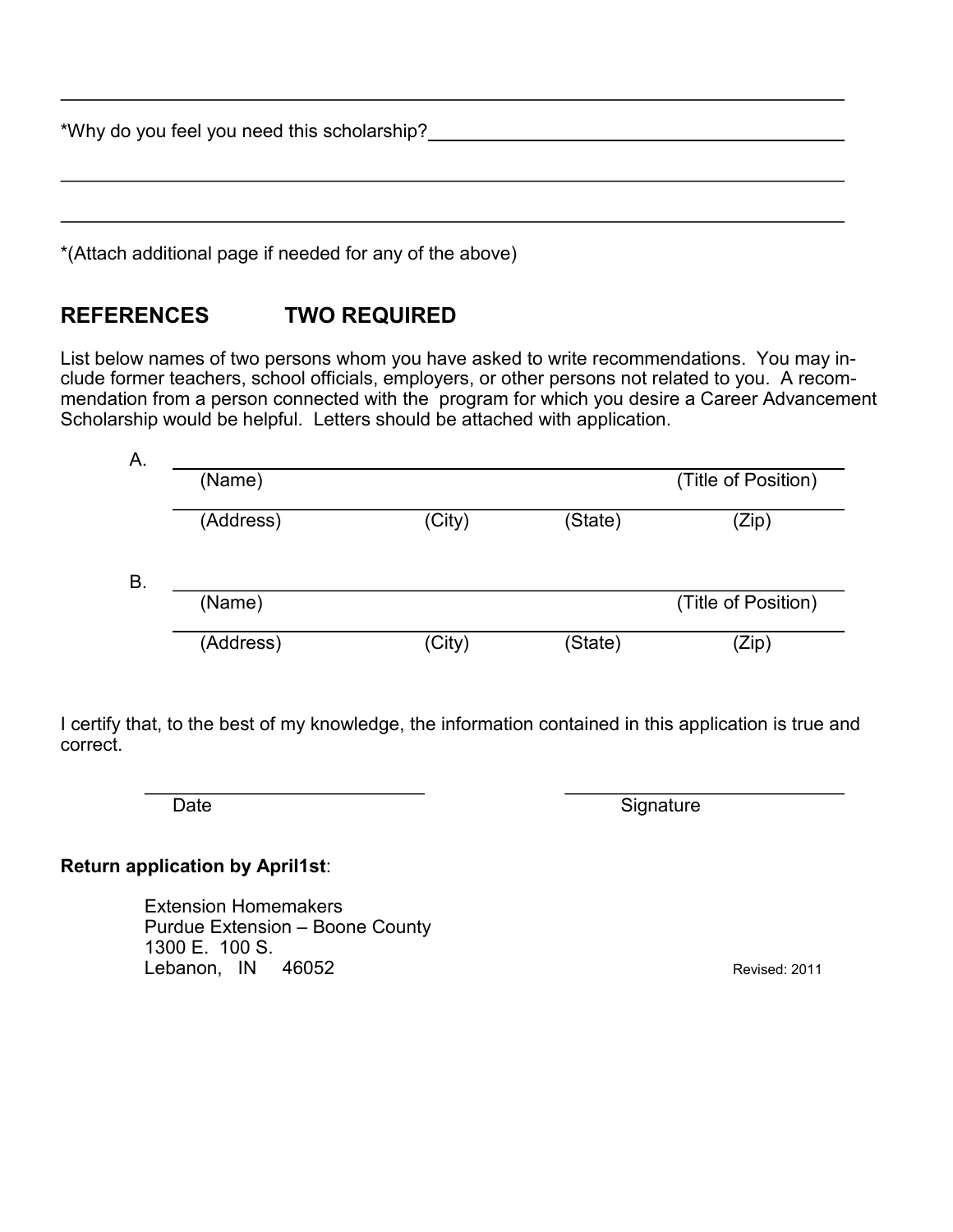*Why do you feel you need this scholarship?

*(Attach additional page if needed for any of the above)

## REFERENCES TWO REQUIRED

List below names of two persons whom you have asked to write recommendations. You may include former teachers, school officials, employers, or other persons not related to you. A recommendation from a person connected with the program for which you desire a Career Advancement Scholarship would be helpful. Letters should be attached with application.

A.

(Name) (Title of Position)

(Address) (City) (State) (Zip)

B.

(Name) (Title of Position)

(Address) (City) (State) (Zip)

I certify that, to the best of my knowledge, the information contained in this application is true and correct.

Date Signature

**Return application by April1st**:

Extension Homemakers
Purdue Extension – Boone County
1300 E. 100 S.
Lebanon, IN 46052

Revised: 2011